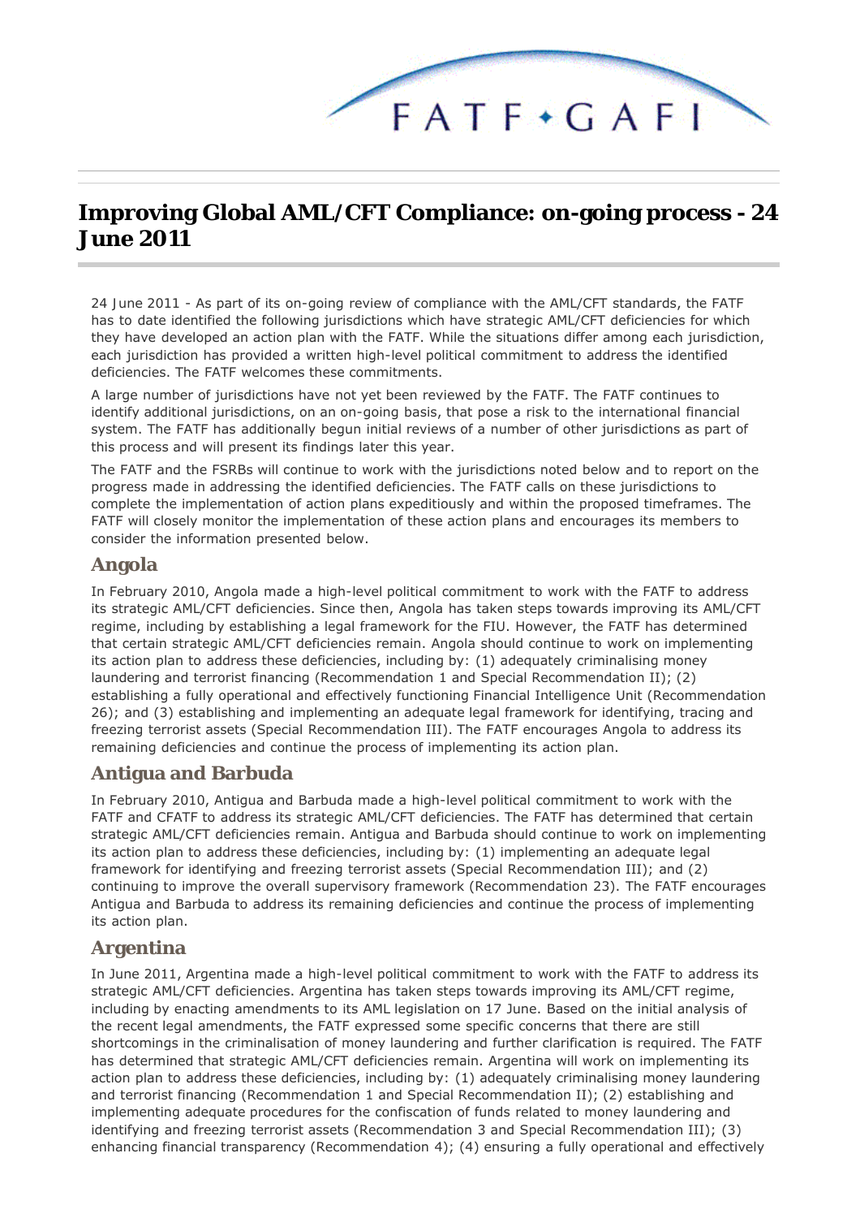# Improving Global AML/CFT Compliance: on-going process - 24 June 2011

24 June 2011 - As part of its on-going review of compliance with the AML/CFT standards, the FATF has to date identified the following jurisdictions which have strategic AML/CFT deficiencies for which they have developed an action plan with the FATF. While the situations differ among each jurisdiction, each jurisdiction has provided a written high-level political commitment to address the identified deficiencies. The FATF welcomes these commitments.

A large number of jurisdictions have not yet been reviewed by the FATF. The FATF continues to identify additional jurisdictions, on an on-going basis, that pose a risk to the international financial system. The FATF has additionally begun initial reviews of a number of other jurisdictions as part of this process and will present its findings later this year.

The FATF and the FSRBs will continue to work with the jurisdictions noted below and to report on the progress made in addressing the identified deficiencies. The FATF calls on these jurisdictions to complete the implementation of action plans expeditiously and within the proposed timeframes. The FATF will closely monitor the implementation of these action plans and encourages its members to consider the information presented below.

## Angola

In February 2010, Angola made a high-level political commitment to work with the FATF to address its strategic AML/CFT deficiencies. Since then, Angola has taken steps towards improving its AML/CFT regime, including by establishing a legal framework for the FIU. However, the FATF has determined that certain strategic AML/CFT deficiencies remain. Angola should continue to work on implementing its action plan to address these deficiencies, including by: (1) adequately criminalising money laundering and terrorist financing (Recommendation 1 and Special Recommendation II); (2) establishing a fully operational and effectively functioning Financial Intelligence Unit (Recommendation 26); and (3) establishing and implementing an adequate legal framework for identifying, tracing and freezing terrorist assets (Special Recommendation III). The FATF encourages Angola to address its remaining deficiencies and continue the process of implementing its action plan.

## Antigua and Barbuda

In February 2010, Antigua and Barbuda made a high-level political commitment to work with the FATF and CFATF to address its strategic AML/CFT deficiencies. The FATF has determined that certain strategic AML/CFT deficiencies remain. Antigua and Barbuda should continue to work on implementing its action plan to address these deficiencies, including by: (1) implementing an adequate legal framework for identifying and freezing terrorist assets (Special Recommendation III); and (2) continuing to improve the overall supervisory framework (Recommendation 23). The FATF encourages Antigua and Barbuda to address its remaining deficiencies and continue the process of implementing its action plan.

## Argentina

In June 2011, Argentina made a high-level political commitment to work with the FATF to address its strategic AML/CFT deficiencies. Argentina has taken steps towards improving its AML/CFT regime, including by enacting amendments to its AML legislation on 17 June. Based on the initial analysis of the recent legal amendments, the FATF expressed some specific concerns that there are still shortcomings in the criminalisation of money laundering and further clarification is required. The FATF has determined that strategic AML/CFT deficiencies remain. Argentina will work on implementing its action plan to address these deficiencies, including by: (1) adequately criminalising money laundering and terrorist financing (Recommendation 1 and Special Recommendation II); (2) establishing and implementing adequate procedures for the confiscation of funds related to money laundering and identifying and freezing terrorist assets (Recommendation 3 and Special Recommendation III); (3) enhancing financial transparency (Recommendation 4); (4) ensuring a fully operational and effectively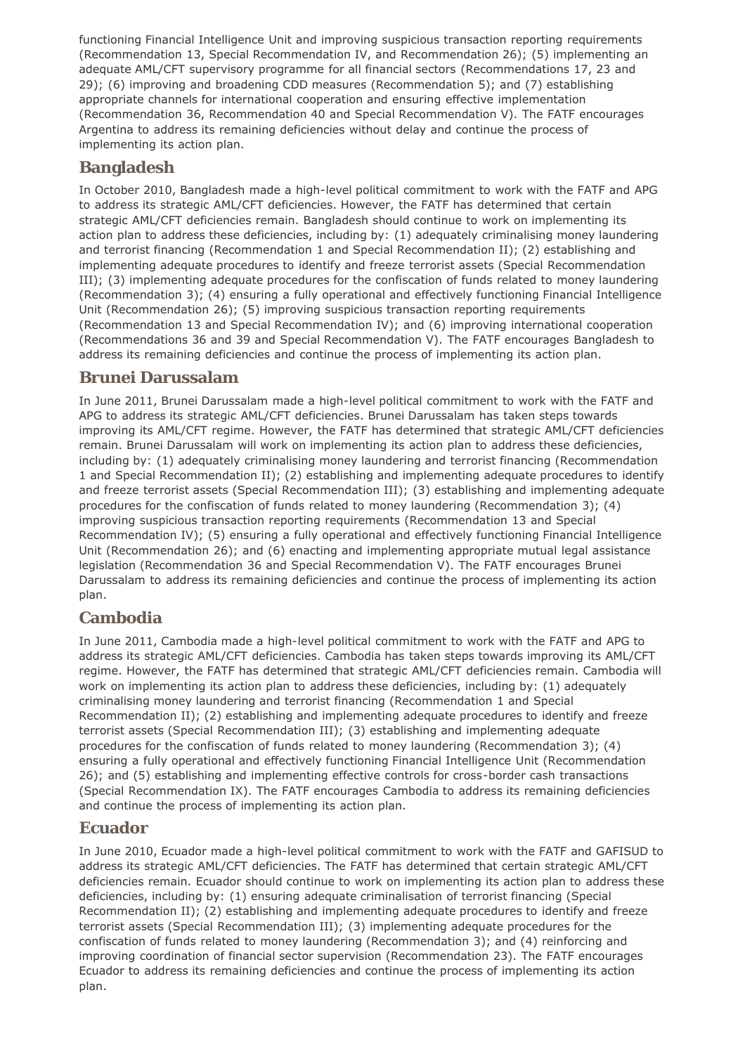functioning Financial Intelligence Unit and improving suspicious transaction reporting requirements (Recommendation 13, Special Recommendation IV, and Recommendation 26); (5) implementing an adequate AML/CFT supervisory programme for all financial sectors (Recommendations 17, 23 and 29); (6) improving and broadening CDD measures (Recommendation 5); and (7) establishing appropriate channels for international cooperation and ensuring effective implementation (Recommendation 36, Recommendation 40 and Special Recommendation V). The FATF encourages Argentina to address its remaining deficiencies without delay and continue the process of implementing its action plan.

## Bangladesh

In October 2010, Bangladesh made a high-level political commitment to work with the FATF and APG to address its strategic AML/CFT deficiencies. However, the FATF has determined that certain strategic AML/CFT deficiencies remain. Bangladesh should continue to work on implementing its action plan to address these deficiencies, including by: (1) adequately criminalising money laundering and terrorist financing (Recommendation 1 and Special Recommendation II); (2) establishing and implementing adequate procedures to identify and freeze terrorist assets (Special Recommendation III); (3) implementing adequate procedures for the confiscation of funds related to money laundering (Recommendation 3); (4) ensuring a fully operational and effectively functioning Financial Intelligence Unit (Recommendation 26); (5) improving suspicious transaction reporting requirements (Recommendation 13 and Special Recommendation IV); and (6) improving international cooperation (Recommendations 36 and 39 and Special Recommendation V). The FATF encourages Bangladesh to address its remaining deficiencies and continue the process of implementing its action plan.

## Brunei Darussalam

In June 2011, Brunei Darussalam made a high-level political commitment to work with the FATF and APG to address its strategic AML/CFT deficiencies. Brunei Darussalam has taken steps towards improving its AML/CFT regime. However, the FATF has determined that strategic AML/CFT deficiencies remain. Brunei Darussalam will work on implementing its action plan to address these deficiencies, including by: (1) adequately criminalising money laundering and terrorist financing (Recommendation 1 and Special Recommendation II); (2) establishing and implementing adequate procedures to identify and freeze terrorist assets (Special Recommendation III); (3) establishing and implementing adequate procedures for the confiscation of funds related to money laundering (Recommendation 3); (4) improving suspicious transaction reporting requirements (Recommendation 13 and Special Recommendation IV); (5) ensuring a fully operational and effectively functioning Financial Intelligence Unit (Recommendation 26); and (6) enacting and implementing appropriate mutual legal assistance legislation (Recommendation 36 and Special Recommendation V). The FATF encourages Brunei Darussalam to address its remaining deficiencies and continue the process of implementing its action plan.

## Cambodia

In June 2011, Cambodia made a high-level political commitment to work with the FATF and APG to address its strategic AML/CFT deficiencies. Cambodia has taken steps towards improving its AML/CFT regime. However, the FATF has determined that strategic AML/CFT deficiencies remain. Cambodia will work on implementing its action plan to address these deficiencies, including by: (1) adequately criminalising money laundering and terrorist financing (Recommendation 1 and Special Recommendation II); (2) establishing and implementing adequate procedures to identify and freeze terrorist assets (Special Recommendation III); (3) establishing and implementing adequate procedures for the confiscation of funds related to money laundering (Recommendation 3); (4) ensuring a fully operational and effectively functioning Financial Intelligence Unit (Recommendation 26); and (5) establishing and implementing effective controls for cross-border cash transactions (Special Recommendation IX). The FATF encourages Cambodia to address its remaining deficiencies and continue the process of implementing its action plan.

## Ecuador

In June 2010, Ecuador made a high-level political commitment to work with the FATF and GAFISUD to address its strategic AML/CFT deficiencies. The FATF has determined that certain strategic AML/CFT deficiencies remain. Ecuador should continue to work on implementing its action plan to address these deficiencies, including by: (1) ensuring adequate criminalisation of terrorist financing (Special Recommendation II); (2) establishing and implementing adequate procedures to identify and freeze terrorist assets (Special Recommendation III); (3) implementing adequate procedures for the confiscation of funds related to money laundering (Recommendation 3); and (4) reinforcing and improving coordination of financial sector supervision (Recommendation 23). The FATF encourages Ecuador to address its remaining deficiencies and continue the process of implementing its action plan.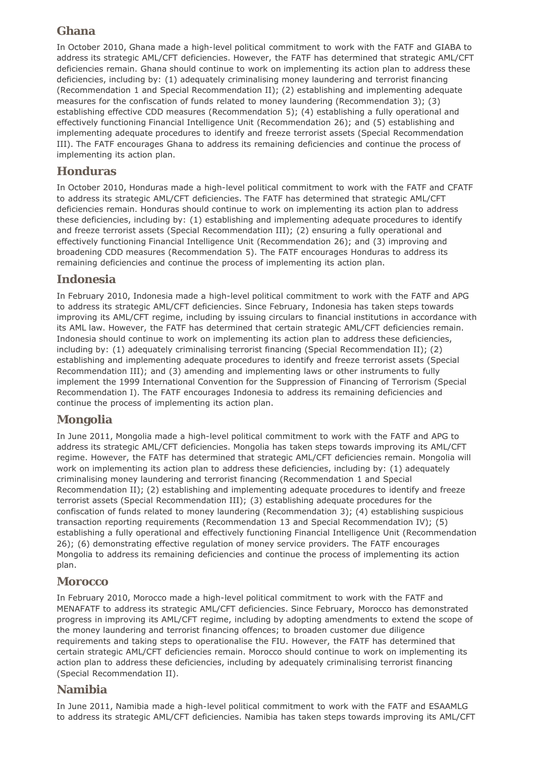## Ghana

In October 2010, Ghana made a high-level political commitment to work with the FATF and GIABA to address its strategic AML/CFT deficiencies. However, the FATF has determined that strategic AML/CFT deficiencies remain. Ghana should continue to work on implementing its action plan to address these deficiencies, including by: (1) adequately criminalising money laundering and terrorist financing (Recommendation 1 and Special Recommendation II); (2) establishing and implementing adequate measures for the confiscation of funds related to money laundering (Recommendation 3); (3) establishing effective CDD measures (Recommendation 5); (4) establishing a fully operational and effectively functioning Financial Intelligence Unit (Recommendation 26); and (5) establishing and implementing adequate procedures to identify and freeze terrorist assets (Special Recommendation III). The FATF encourages Ghana to address its remaining deficiencies and continue the process of implementing its action plan.

## Honduras

In October 2010, Honduras made a high-level political commitment to work with the FATF and CFATF to address its strategic AML/CFT deficiencies. The FATF has determined that strategic AML/CFT deficiencies remain. Honduras should continue to work on implementing its action plan to address these deficiencies, including by: (1) establishing and implementing adequate procedures to identify and freeze terrorist assets (Special Recommendation III); (2) ensuring a fully operational and effectively functioning Financial Intelligence Unit (Recommendation 26); and (3) improving and broadening CDD measures (Recommendation 5). The FATF encourages Honduras to address its remaining deficiencies and continue the process of implementing its action plan.

## Indonesia

In February 2010, Indonesia made a high-level political commitment to work with the FATF and APG to address its strategic AML/CFT deficiencies. Since February, Indonesia has taken steps towards improving its AML/CFT regime, including by issuing circulars to financial institutions in accordance with its AML law. However, the FATF has determined that certain strategic AML/CFT deficiencies remain. Indonesia should continue to work on implementing its action plan to address these deficiencies, including by: (1) adequately criminalising terrorist financing (Special Recommendation II); (2) establishing and implementing adequate procedures to identify and freeze terrorist assets (Special Recommendation III); and (3) amending and implementing laws or other instruments to fully implement the 1999 International Convention for the Suppression of Financing of Terrorism (Special Recommendation I). The FATF encourages Indonesia to address its remaining deficiencies and continue the process of implementing its action plan.

## Mongolia

In June 2011, Mongolia made a high-level political commitment to work with the FATF and APG to address its strategic AML/CFT deficiencies. Mongolia has taken steps towards improving its AML/CFT regime. However, the FATF has determined that strategic AML/CFT deficiencies remain. Mongolia will work on implementing its action plan to address these deficiencies, including by: (1) adequately criminalising money laundering and terrorist financing (Recommendation 1 and Special Recommendation II); (2) establishing and implementing adequate procedures to identify and freeze terrorist assets (Special Recommendation III); (3) establishing adequate procedures for the confiscation of funds related to money laundering (Recommendation 3); (4) establishing suspicious transaction reporting requirements (Recommendation 13 and Special Recommendation IV); (5) establishing a fully operational and effectively functioning Financial Intelligence Unit (Recommendation 26); (6) demonstrating effective regulation of money service providers. The FATF encourages Mongolia to address its remaining deficiencies and continue the process of implementing its action plan.

## Morocco

In February 2010, Morocco made a high-level political commitment to work with the FATF and MENAFATF to address its strategic AML/CFT deficiencies. Since February, Morocco has demonstrated progress in improving its AML/CFT regime, including by adopting amendments to extend the scope of the money laundering and terrorist financing offences; to broaden customer due diligence requirements and taking steps to operationalise the FIU. However, the FATF has determined that certain strategic AML/CFT deficiencies remain. Morocco should continue to work on implementing its action plan to address these deficiencies, including by adequately criminalising terrorist financing (Special Recommendation II).

## Namibia

In June 2011, Namibia made a high-level political commitment to work with the FATF and ESAAMLG to address its strategic AML/CFT deficiencies. Namibia has taken steps towards improving its AML/CFT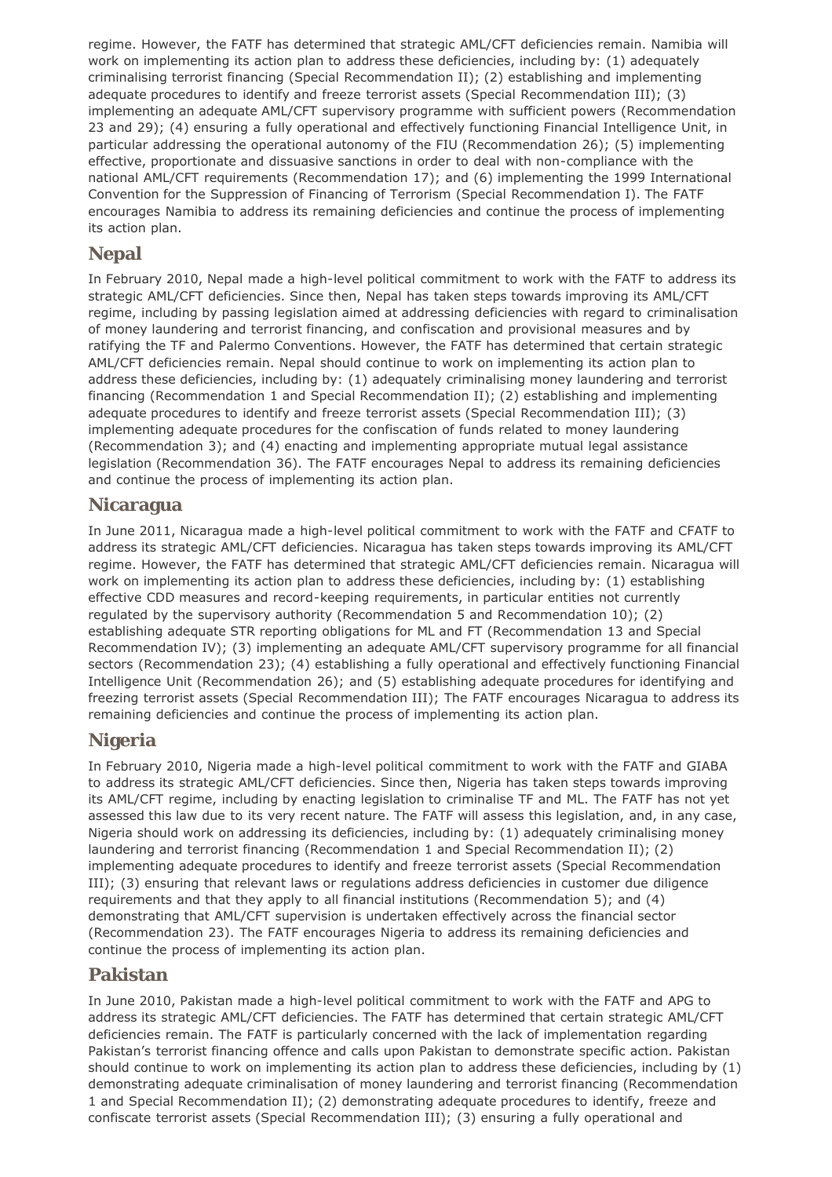regime. However, the FATF has determined that strategic AML/CFT deficiencies remain. Namibia will work on implementing its action plan to address these deficiencies, including by: (1) adequately criminalising terrorist financing (Special Recommendation II); (2) establishing and implementing adequate procedures to identify and freeze terrorist assets (Special Recommendation III); (3) implementing an adequate AML/CFT supervisory programme with sufficient powers (Recommendation 23 and 29); (4) ensuring a fully operational and effectively functioning Financial Intelligence Unit, in particular addressing the operational autonomy of the FIU (Recommendation 26); (5) implementing effective, proportionate and dissuasive sanctions in order to deal with non-compliance with the national AML/CFT requirements (Recommendation 17); and (6) implementing the 1999 International Convention for the Suppression of Financing of Terrorism (Special Recommendation I). The FATF encourages Namibia to address its remaining deficiencies and continue the process of implementing its action plan.

## Nepal

In February 2010, Nepal made a high-level political commitment to work with the FATF to address its strategic AML/CFT deficiencies. Since then, Nepal has taken steps towards improving its AML/CFT regime, including by passing legislation aimed at addressing deficiencies with regard to criminalisation of money laundering and terrorist financing, and confiscation and provisional measures and by ratifying the TF and Palermo Conventions. However, the FATF has determined that certain strategic AML/CFT deficiencies remain. Nepal should continue to work on implementing its action plan to address these deficiencies, including by: (1) adequately criminalising money laundering and terrorist financing (Recommendation 1 and Special Recommendation II); (2) establishing and implementing adequate procedures to identify and freeze terrorist assets (Special Recommendation III); (3) implementing adequate procedures for the confiscation of funds related to money laundering (Recommendation 3); and (4) enacting and implementing appropriate mutual legal assistance legislation (Recommendation 36). The FATF encourages Nepal to address its remaining deficiencies and continue the process of implementing its action plan.

## Nicaragua

In June 2011, Nicaragua made a high-level political commitment to work with the FATF and CFATF to address its strategic AML/CFT deficiencies. Nicaragua has taken steps towards improving its AML/CFT regime. However, the FATF has determined that strategic AML/CFT deficiencies remain. Nicaragua will work on implementing its action plan to address these deficiencies, including by: (1) establishing effective CDD measures and record-keeping requirements, in particular entities not currently regulated by the supervisory authority (Recommendation 5 and Recommendation 10); (2) establishing adequate STR reporting obligations for ML and FT (Recommendation 13 and Special Recommendation IV); (3) implementing an adequate AML/CFT supervisory programme for all financial sectors (Recommendation 23); (4) establishing a fully operational and effectively functioning Financial Intelligence Unit (Recommendation 26); and (5) establishing adequate procedures for identifying and freezing terrorist assets (Special Recommendation III); The FATF encourages Nicaragua to address its remaining deficiencies and continue the process of implementing its action plan.

## Nigeria

In February 2010, Nigeria made a high-level political commitment to work with the FATF and GIABA to address its strategic AML/CFT deficiencies. Since then, Nigeria has taken steps towards improving its AML/CFT regime, including by enacting legislation to criminalise TF and ML. The FATF has not yet assessed this law due to its very recent nature. The FATF will assess this legislation, and, in any case, Nigeria should work on addressing its deficiencies, including by: (1) adequately criminalising money laundering and terrorist financing (Recommendation 1 and Special Recommendation II); (2) implementing adequate procedures to identify and freeze terrorist assets (Special Recommendation III); (3) ensuring that relevant laws or regulations address deficiencies in customer due diligence requirements and that they apply to all financial institutions (Recommendation 5); and (4) demonstrating that AML/CFT supervision is undertaken effectively across the financial sector (Recommendation 23). The FATF encourages Nigeria to address its remaining deficiencies and continue the process of implementing its action plan.

## Pakistan

In June 2010, Pakistan made a high-level political commitment to work with the FATF and APG to address its strategic AML/CFT deficiencies. The FATF has determined that certain strategic AML/CFT deficiencies remain. The FATF is particularly concerned with the lack of implementation regarding Pakistan's terrorist financing offence and calls upon Pakistan to demonstrate specific action. Pakistan should continue to work on implementing its action plan to address these deficiencies, including by (1) demonstrating adequate criminalisation of money laundering and terrorist financing (Recommendation 1 and Special Recommendation II); (2) demonstrating adequate procedures to identify, freeze and confiscate terrorist assets (Special Recommendation III); (3) ensuring a fully operational and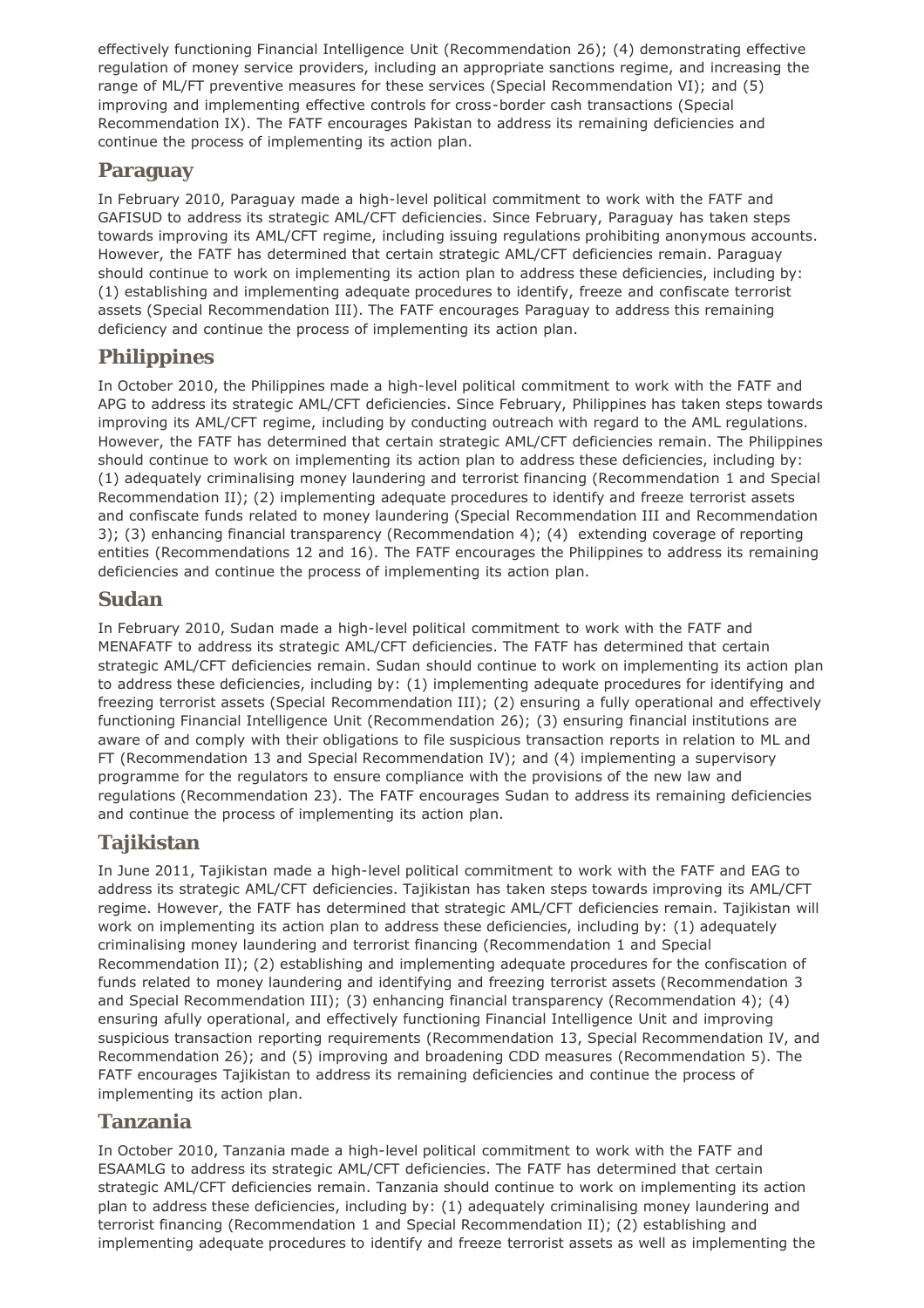effectively functioning Financial Intelligence Unit (Recommendation 26); (4) demonstrating effective regulation of money service providers, including an appropriate sanctions regime, and increasing the range of ML/FT preventive measures for these services (Special Recommendation VI); and (5) improving and implementing effective controls for cross-border cash transactions (Special Recommendation IX). The FATF encourages Pakistan to address its remaining deficiencies and continue the process of implementing its action plan.

## Paraguay

In February 2010, Paraguay made a high-level political commitment to work with the FATF and GAFISUD to address its strategic AML/CFT deficiencies. Since February, Paraguay has taken steps towards improving its AML/CFT regime, including issuing regulations prohibiting anonymous accounts. However, the FATF has determined that certain strategic AML/CFT deficiencies remain. Paraguay should continue to work on implementing its action plan to address these deficiencies, including by: (1) establishing and implementing adequate procedures to identify, freeze and confiscate terrorist assets (Special Recommendation III). The FATF encourages Paraguay to address this remaining deficiency and continue the process of implementing its action plan.

## Philippines

In October 2010, the Philippines made a high-level political commitment to work with the FATF and APG to address its strategic AML/CFT deficiencies. Since February, Philippines has taken steps towards improving its AML/CFT regime, including by conducting outreach with regard to the AML regulations. However, the FATF has determined that certain strategic AML/CFT deficiencies remain. The Philippines should continue to work on implementing its action plan to address these deficiencies, including by: (1) adequately criminalising money laundering and terrorist financing (Recommendation 1 and Special Recommendation II); (2) implementing adequate procedures to identify and freeze terrorist assets and confiscate funds related to money laundering (Special Recommendation III and Recommendation 3); (3) enhancing financial transparency (Recommendation 4); (4) extending coverage of reporting entities (Recommendations 12 and 16). The FATF encourages the Philippines to address its remaining deficiencies and continue the process of implementing its action plan.

## Sudan

In February 2010, Sudan made a high-level political commitment to work with the FATF and MENAFATF to address its strategic AML/CFT deficiencies. The FATF has determined that certain strategic AML/CFT deficiencies remain. Sudan should continue to work on implementing its action plan to address these deficiencies, including by: (1) implementing adequate procedures for identifying and freezing terrorist assets (Special Recommendation III); (2) ensuring a fully operational and effectively functioning Financial Intelligence Unit (Recommendation 26); (3) ensuring financial institutions are aware of and comply with their obligations to file suspicious transaction reports in relation to ML and FT (Recommendation 13 and Special Recommendation IV); and (4) implementing a supervisory programme for the regulators to ensure compliance with the provisions of the new law and regulations (Recommendation 23). The FATF encourages Sudan to address its remaining deficiencies and continue the process of implementing its action plan.

## Tajikistan

In June 2011, Tajikistan made a high-level political commitment to work with the FATF and EAG to address its strategic AML/CFT deficiencies. Tajikistan has taken steps towards improving its AML/CFT regime. However, the FATF has determined that strategic AML/CFT deficiencies remain. Tajikistan will work on implementing its action plan to address these deficiencies, including by: (1) adequately criminalising money laundering and terrorist financing (Recommendation 1 and Special Recommendation II); (2) establishing and implementing adequate procedures for the confiscation of funds related to money laundering and identifying and freezing terrorist assets (Recommendation 3 and Special Recommendation III); (3) enhancing financial transparency (Recommendation 4); (4) ensuring afully operational, and effectively functioning Financial Intelligence Unit and improving suspicious transaction reporting requirements (Recommendation 13, Special Recommendation IV, and Recommendation 26); and (5) improving and broadening CDD measures (Recommendation 5). The FATF encourages Tajikistan to address its remaining deficiencies and continue the process of implementing its action plan.

## Tanzania

In October 2010, Tanzania made a high-level political commitment to work with the FATF and ESAAMLG to address its strategic AML/CFT deficiencies. The FATF has determined that certain strategic AML/CFT deficiencies remain. Tanzania should continue to work on implementing its action plan to address these deficiencies, including by: (1) adequately criminalising money laundering and terrorist financing (Recommendation 1 and Special Recommendation II); (2) establishing and implementing adequate procedures to identify and freeze terrorist assets as well as implementing the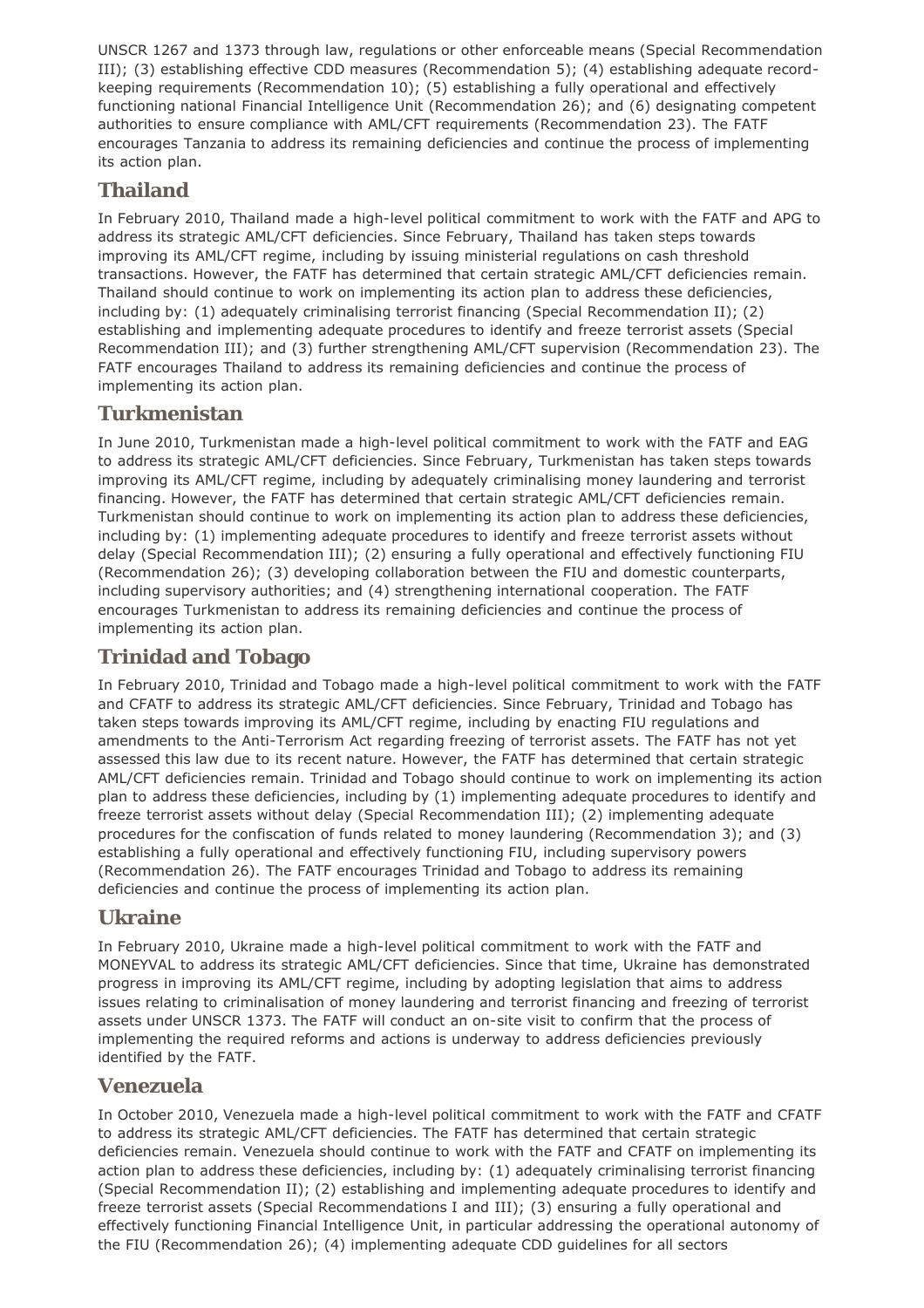UNSCR 1267 and 1373 through law, regulations or other enforceable means (Special Recommendation III); (3) establishing effective CDD measures (Recommendation 5); (4) establishing adequate record-keeping requirements (Recommendation 10); (5) establishing a fully operational and effectively functioning national Financial Intelligence Unit (Recommendation 26); and (6) designating competent authorities to ensure compliance with AML/CFT requirements (Recommendation 23). The FATF encourages Tanzania to address its remaining deficiencies and continue the process of implementing its action plan.

## Thailand

In February 2010, Thailand made a high-level political commitment to work with the FATF and APG to address its strategic AML/CFT deficiencies. Since February, Thailand has taken steps towards improving its AML/CFT regime, including by issuing ministerial regulations on cash threshold transactions. However, the FATF has determined that certain strategic AML/CFT deficiencies remain. Thailand should continue to work on implementing its action plan to address these deficiencies, including by: (1) adequately criminalising terrorist financing (Special Recommendation II); (2) establishing and implementing adequate procedures to identify and freeze terrorist assets (Special Recommendation III); and (3) further strengthening AML/CFT supervision (Recommendation 23). The FATF encourages Thailand to address its remaining deficiencies and continue the process of implementing its action plan.

## Turkmenistan

In June 2010, Turkmenistan made a high-level political commitment to work with the FATF and EAG to address its strategic AML/CFT deficiencies. Since February, Turkmenistan has taken steps towards improving its AML/CFT regime, including by adequately criminalising money laundering and terrorist financing. However, the FATF has determined that certain strategic AML/CFT deficiencies remain. Turkmenistan should continue to work on implementing its action plan to address these deficiencies, including by: (1) implementing adequate procedures to identify and freeze terrorist assets without delay (Special Recommendation III); (2) ensuring a fully operational and effectively functioning FIU (Recommendation 26); (3) developing collaboration between the FIU and domestic counterparts, including supervisory authorities; and (4) strengthening international cooperation. The FATF encourages Turkmenistan to address its remaining deficiencies and continue the process of implementing its action plan.

## Trinidad and Tobago

In February 2010, Trinidad and Tobago made a high-level political commitment to work with the FATF and CFATF to address its strategic AML/CFT deficiencies. Since February, Trinidad and Tobago has taken steps towards improving its AML/CFT regime, including by enacting FIU regulations and amendments to the Anti-Terrorism Act regarding freezing of terrorist assets. The FATF has not yet assessed this law due to its recent nature. However, the FATF has determined that certain strategic AML/CFT deficiencies remain. Trinidad and Tobago should continue to work on implementing its action plan to address these deficiencies, including by (1) implementing adequate procedures to identify and freeze terrorist assets without delay (Special Recommendation III); (2) implementing adequate procedures for the confiscation of funds related to money laundering (Recommendation 3); and (3) establishing a fully operational and effectively functioning FIU, including supervisory powers (Recommendation 26). The FATF encourages Trinidad and Tobago to address its remaining deficiencies and continue the process of implementing its action plan.

## Ukraine

In February 2010, Ukraine made a high-level political commitment to work with the FATF and MONEYVAL to address its strategic AML/CFT deficiencies. Since that time, Ukraine has demonstrated progress in improving its AML/CFT regime, including by adopting legislation that aims to address issues relating to criminalisation of money laundering and terrorist financing and freezing of terrorist assets under UNSCR 1373. The FATF will conduct an on-site visit to confirm that the process of implementing the required reforms and actions is underway to address deficiencies previously identified by the FATF.

## Venezuela

In October 2010, Venezuela made a high-level political commitment to work with the FATF and CFATF to address its strategic AML/CFT deficiencies. The FATF has determined that certain strategic deficiencies remain. Venezuela should continue to work with the FATF and CFATF on implementing its action plan to address these deficiencies, including by: (1) adequately criminalising terrorist financing (Special Recommendation II); (2) establishing and implementing adequate procedures to identify and freeze terrorist assets (Special Recommendations I and III); (3) ensuring a fully operational and effectively functioning Financial Intelligence Unit, in particular addressing the operational autonomy of the FIU (Recommendation 26); (4) implementing adequate CDD guidelines for all sectors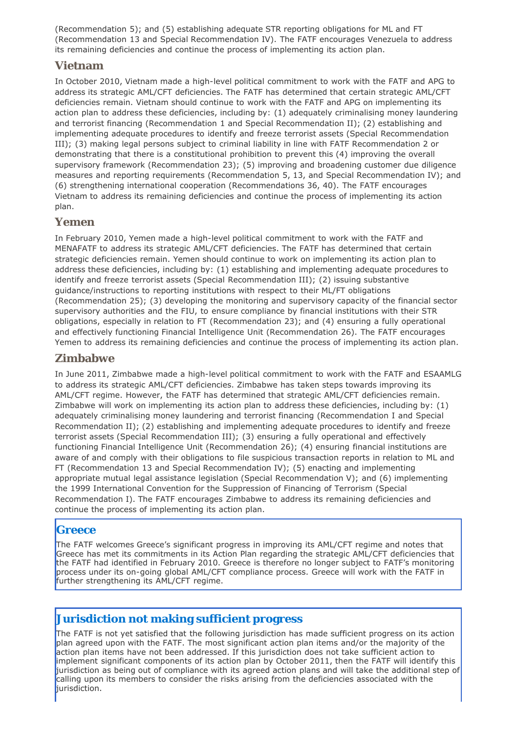(Recommendation 5); and (5) establishing adequate STR reporting obligations for ML and FT (Recommendation 13 and Special Recommendation IV). The FATF encourages Venezuela to address its remaining deficiencies and continue the process of implementing its action plan.

## Vietnam

In October 2010, Vietnam made a high-level political commitment to work with the FATF and APG to address its strategic AML/CFT deficiencies. The FATF has determined that certain strategic AML/CFT deficiencies remain. Vietnam should continue to work with the FATF and APG on implementing its action plan to address these deficiencies, including by: (1) adequately criminalising money laundering and terrorist financing (Recommendation 1 and Special Recommendation II); (2) establishing and implementing adequate procedures to identify and freeze terrorist assets (Special Recommendation III); (3) making legal persons subject to criminal liability in line with FATF Recommendation 2 or demonstrating that there is a constitutional prohibition to prevent this (4) improving the overall supervisory framework (Recommendation 23); (5) improving and broadening customer due diligence measures and reporting requirements (Recommendation 5, 13, and Special Recommendation IV); and (6) strengthening international cooperation (Recommendations 36, 40). The FATF encourages Vietnam to address its remaining deficiencies and continue the process of implementing its action plan.

## Yemen

In February 2010, Yemen made a high-level political commitment to work with the FATF and MENAFATF to address its strategic AML/CFT deficiencies. The FATF has determined that certain strategic deficiencies remain. Yemen should continue to work on implementing its action plan to address these deficiencies, including by: (1) establishing and implementing adequate procedures to identify and freeze terrorist assets (Special Recommendation III); (2) issuing substantive guidance/instructions to reporting institutions with respect to their ML/FT obligations (Recommendation 25); (3) developing the monitoring and supervisory capacity of the financial sector supervisory authorities and the FIU, to ensure compliance by financial institutions with their STR obligations, especially in relation to FT (Recommendation 23); and (4) ensuring a fully operational and effectively functioning Financial Intelligence Unit (Recommendation 26). The FATF encourages Yemen to address its remaining deficiencies and continue the process of implementing its action plan.

## Zimbabwe

In June 2011, Zimbabwe made a high-level political commitment to work with the FATF and ESAAMLG to address its strategic AML/CFT deficiencies. Zimbabwe has taken steps towards improving its AML/CFT regime. However, the FATF has determined that strategic AML/CFT deficiencies remain. Zimbabwe will work on implementing its action plan to address these deficiencies, including by: (1) adequately criminalising money laundering and terrorist financing (Recommendation I and Special Recommendation II); (2) establishing and implementing adequate procedures to identify and freeze terrorist assets (Special Recommendation III); (3) ensuring a fully operational and effectively functioning Financial Intelligence Unit (Recommendation 26); (4) ensuring financial institutions are aware of and comply with their obligations to file suspicious transaction reports in relation to ML and FT (Recommendation 13 and Special Recommendation IV); (5) enacting and implementing appropriate mutual legal assistance legislation (Special Recommendation V); and (6) implementing the 1999 International Convention for the Suppression of Financing of Terrorism (Special Recommendation I). The FATF encourages Zimbabwe to address its remaining deficiencies and continue the process of implementing its action plan.

## Greece

The FATF welcomes Greece's significant progress in improving its AML/CFT regime and notes that Greece has met its commitments in its Action Plan regarding the strategic AML/CFT deficiencies that the FATF had identified in February 2010. Greece is therefore no longer subject to FATF's monitoring process under its on-going global AML/CFT compliance process. Greece will work with the FATF in further strengthening its AML/CFT regime.

## Jurisdiction not making sufficient progress

The FATF is not yet satisfied that the following jurisdiction has made sufficient progress on its action plan agreed upon with the FATF. The most significant action plan items and/or the majority of the action plan items have not been addressed. If this jurisdiction does not take sufficient action to implement significant components of its action plan by October 2011, then the FATF will identify this jurisdiction as being out of compliance with its agreed action plans and will take the additional step of calling upon its members to consider the risks arising from the deficiencies associated with the jurisdiction.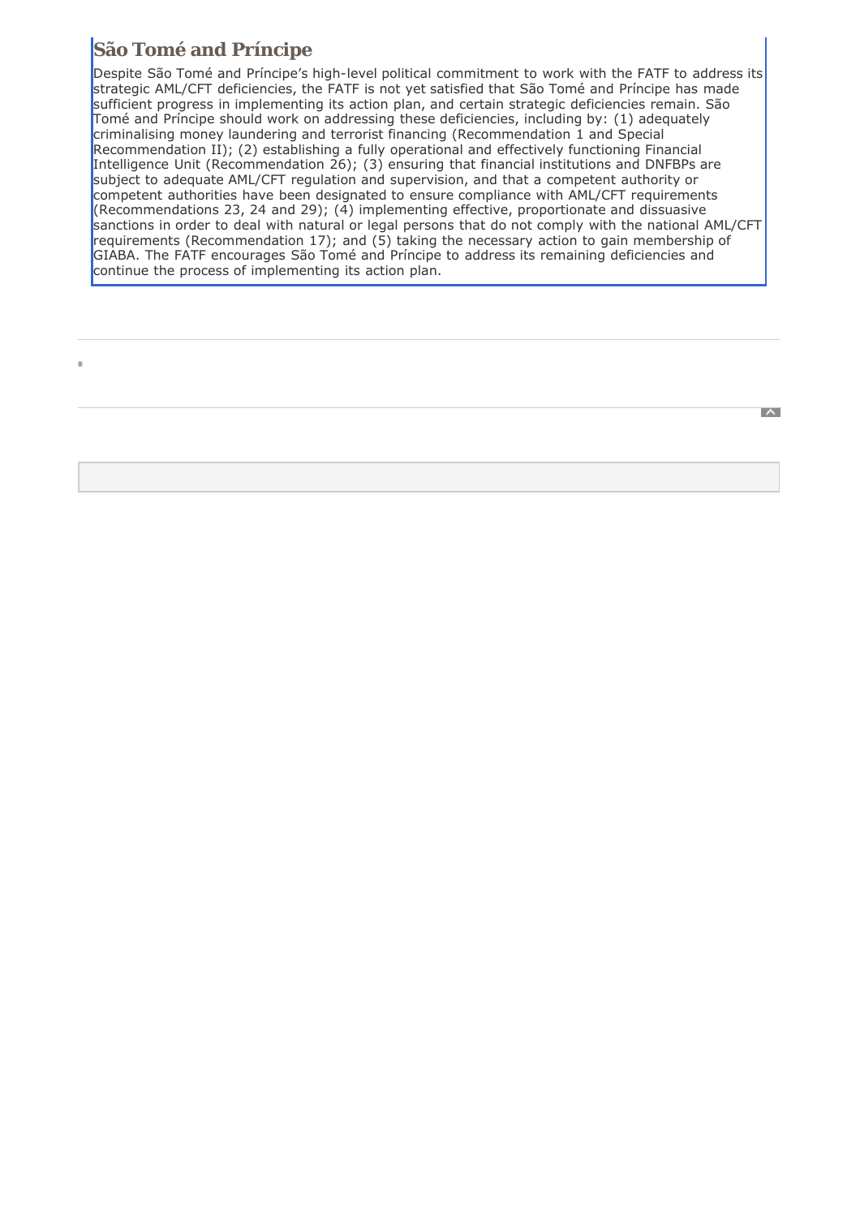## São Tomé and Príncipe

Despite São Tomé and Príncipe's high-level political commitment to work with the FATF to address its strategic AML/CFT deficiencies, the FATF is not yet satisfied that São Tomé and Príncipe has made sufficient progress in implementing its action plan, and certain strategic deficiencies remain. São Tomé and Príncipe should work on addressing these deficiencies, including by: (1) adequately criminalising money laundering and terrorist financing (Recommendation 1 and Special Recommendation II); (2) establishing a fully operational and effectively functioning Financial Intelligence Unit (Recommendation 26); (3) ensuring that financial institutions and DNFBPs are subject to adequate AML/CFT regulation and supervision, and that a competent authority or competent authorities have been designated to ensure compliance with AML/CFT requirements (Recommendations 23, 24 and 29); (4) implementing effective, proportionate and dissuasive sanctions in order to deal with natural or legal persons that do not comply with the national AML/CFT requirements (Recommendation 17); and (5) taking the necessary action to gain membership of GIABA. The FATF encourages São Tomé and Príncipe to address its remaining deficiencies and continue the process of implementing its action plan.